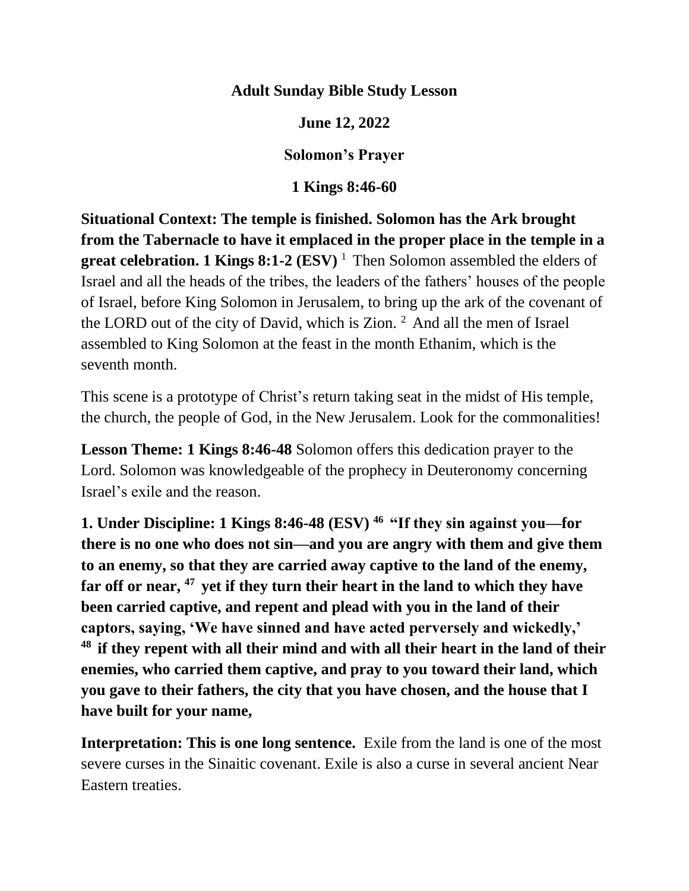**Adult Sunday Bible Study Lesson**

**June 12, 2022**

**Solomon's Prayer**

**1 Kings 8:46-60**

**Situational Context: The temple is finished. Solomon has the Ark brought from the Tabernacle to have it emplaced in the proper place in the temple in a great celebration. 1 Kings 8:1-2 (ESV)** [1] Then Solomon assembled the elders of Israel and all the heads of the tribes, the leaders of the fathers' houses of the people of Israel, before King Solomon in Jerusalem, to bring up the ark of the covenant of the LORD out of the city of David, which is Zion. [2] And all the men of Israel assembled to King Solomon at the feast in the month Ethanim, which is the seventh month.

This scene is a prototype of Christ's return taking seat in the midst of His temple, the church, the people of God, in the New Jerusalem. Look for the commonalities!

**Lesson Theme: 1 Kings 8:46-48** Solomon offers this dedication prayer to the Lord. Solomon was knowledgeable of the prophecy in Deuteronomy concerning Israel's exile and the reason.

**1. Under Discipline: 1 Kings 8:46-48 (ESV) [46] "If they sin against you—for there is no one who does not sin—and you are angry with them and give them to an enemy, so that they are carried away captive to the land of the enemy, far off or near, [47] yet if they turn their heart in the land to which they have been carried captive, and repent and plead with you in the land of their captors, saying, 'We have sinned and have acted perversely and wickedly,' [48] if they repent with all their mind and with all their heart in the land of their enemies, who carried them captive, and pray to you toward their land, which you gave to their fathers, the city that you have chosen, and the house that I have built for your name,**

**Interpretation: This is one long sentence.** Exile from the land is one of the most severe curses in the Sinaitic covenant. Exile is also a curse in several ancient Near Eastern treaties.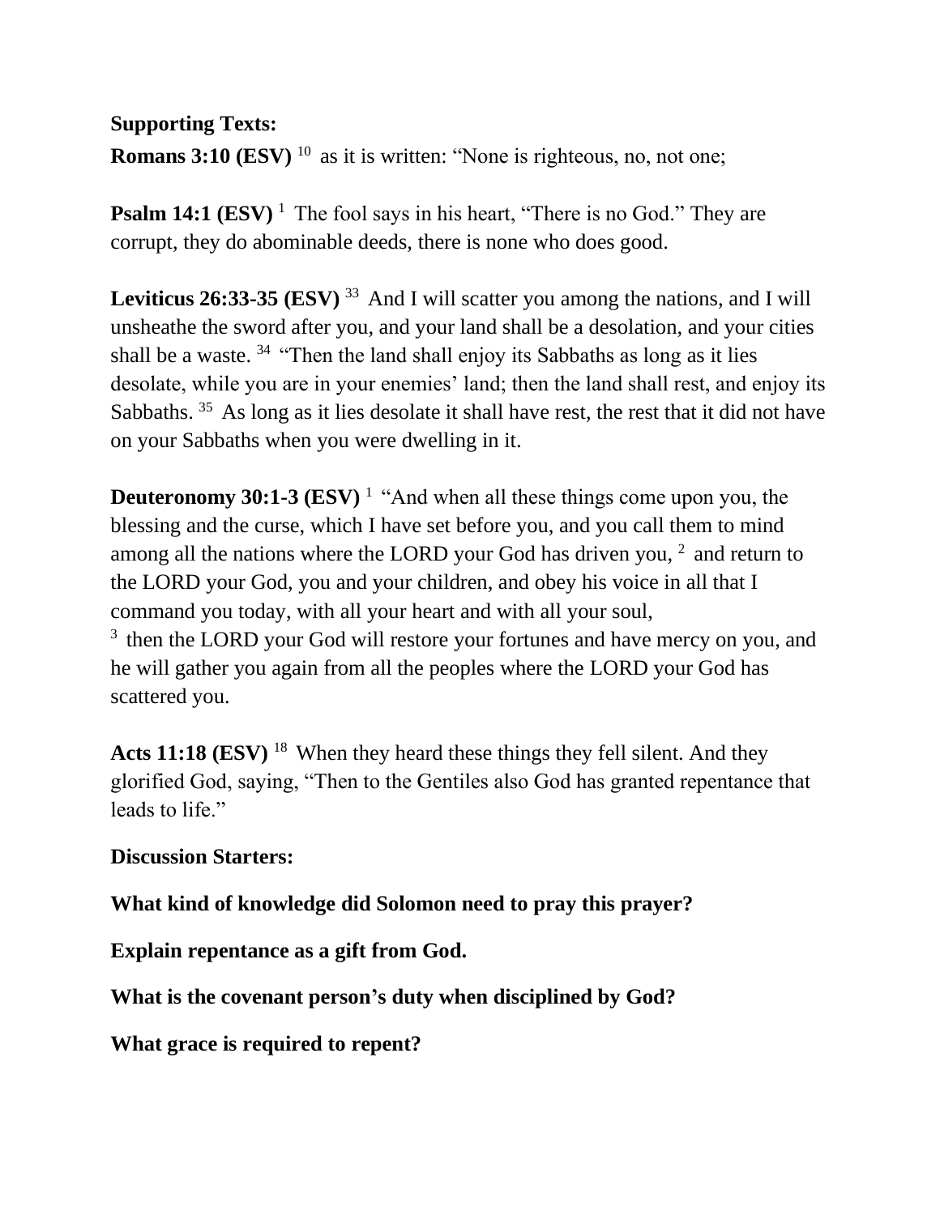**Supporting Texts:**

**Romans 3:10 (ESV)** [10] as it is written: "None is righteous, no, not one;

**Psalm 14:1 (ESV)** [1] The fool says in his heart, "There is no God." They are corrupt, they do abominable deeds, there is none who does good.

**Leviticus 26:33-35 (ESV)** [33] And I will scatter you among the nations, and I will unsheathe the sword after you, and your land shall be a desolation, and your cities shall be a waste. [34] "Then the land shall enjoy its Sabbaths as long as it lies desolate, while you are in your enemies' land; then the land shall rest, and enjoy its Sabbaths. [35] As long as it lies desolate it shall have rest, the rest that it did not have on your Sabbaths when you were dwelling in it.

**Deuteronomy 30:1-3 (ESV)** [1] "And when all these things come upon you, the blessing and the curse, which I have set before you, and you call them to mind among all the nations where the LORD your God has driven you, [2] and return to the LORD your God, you and your children, and obey his voice in all that I command you today, with all your heart and with all your soul,
[3] then the LORD your God will restore your fortunes and have mercy on you, and he will gather you again from all the peoples where the LORD your God has scattered you.

**Acts 11:18 (ESV)** [18] When they heard these things they fell silent. And they glorified God, saying, "Then to the Gentiles also God has granted repentance that leads to life."

**Discussion Starters:**

**What kind of knowledge did Solomon need to pray this prayer?**

**Explain repentance as a gift from God.**

**What is the covenant person's duty when disciplined by God?**

**What grace is required to repent?**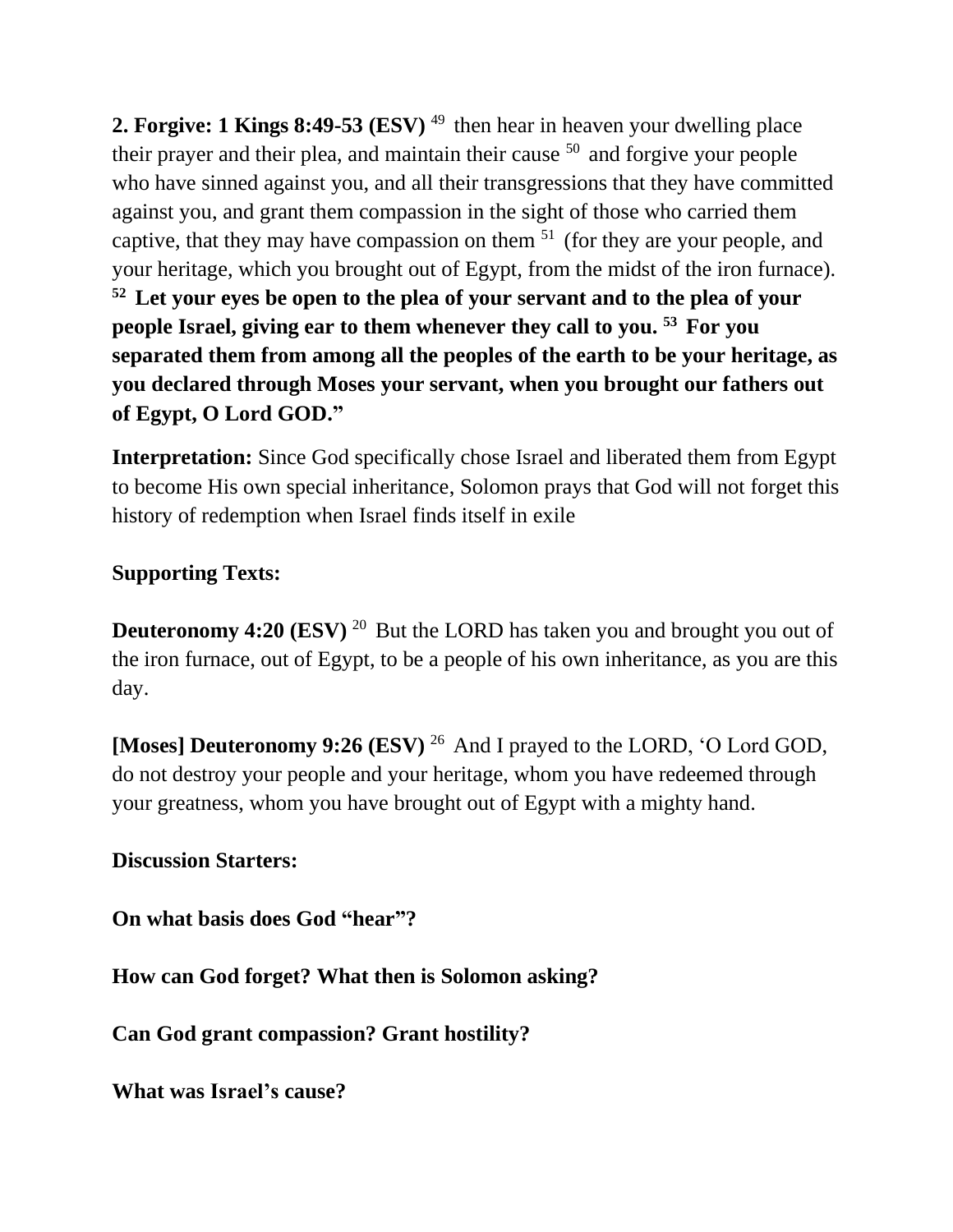**2. Forgive: 1 Kings 8:49-53 (ESV)** [49] then hear in heaven your dwelling place their prayer and their plea, and maintain their cause [50] and forgive your people who have sinned against you, and all their transgressions that they have committed against you, and grant them compassion in the sight of those who carried them captive, that they may have compassion on them [51] (for they are your people, and your heritage, which you brought out of Egypt, from the midst of the iron furnace). **[52] Let your eyes be open to the plea of your servant and to the plea of your people Israel, giving ear to them whenever they call to you. [53] For you separated them from among all the peoples of the earth to be your heritage, as you declared through Moses your servant, when you brought our fathers out of Egypt, O Lord GOD."**

**Interpretation:** Since God specifically chose Israel and liberated them from Egypt to become His own special inheritance, Solomon prays that God will not forget this history of redemption when Israel finds itself in exile

**Supporting Texts:**

**Deuteronomy 4:20 (ESV)** [20] But the LORD has taken you and brought you out of the iron furnace, out of Egypt, to be a people of his own inheritance, as you are this day.

**[Moses] Deuteronomy 9:26 (ESV)** [26] And I prayed to the LORD, 'O Lord GOD, do not destroy your people and your heritage, whom you have redeemed through your greatness, whom you have brought out of Egypt with a mighty hand.

**Discussion Starters:**

**On what basis does God "hear"?**

**How can God forget? What then is Solomon asking?**

**Can God grant compassion? Grant hostility?**

**What was Israel's cause?**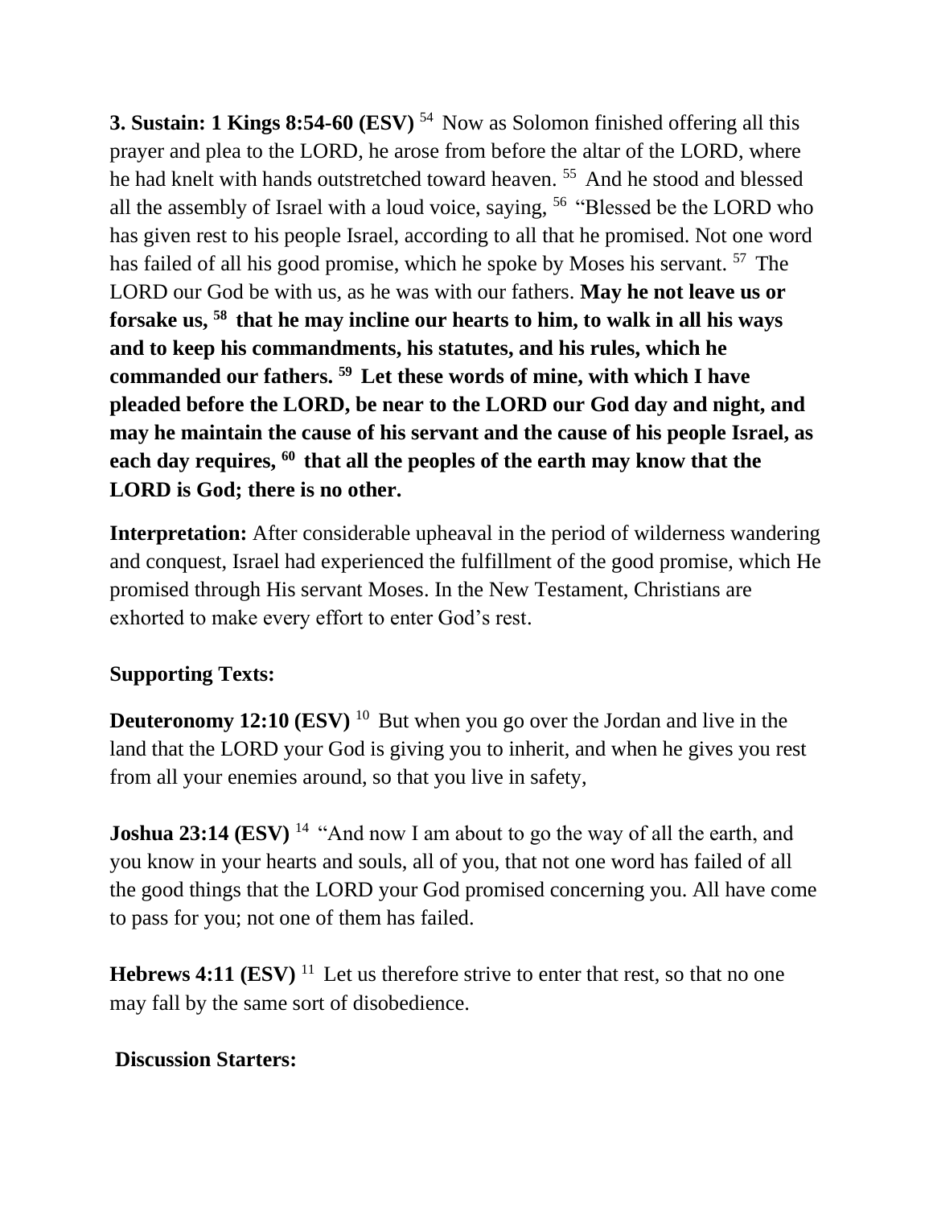**3. Sustain: 1 Kings 8:54-60 (ESV)** [54] Now as Solomon finished offering all this prayer and plea to the LORD, he arose from before the altar of the LORD, where he had knelt with hands outstretched toward heaven. [55] And he stood and blessed all the assembly of Israel with a loud voice, saying, [56] "Blessed be the LORD who has given rest to his people Israel, according to all that he promised. Not one word has failed of all his good promise, which he spoke by Moses his servant. [57] The LORD our God be with us, as he was with our fathers. **May he not leave us or forsake us, [58] that he may incline our hearts to him, to walk in all his ways and to keep his commandments, his statutes, and his rules, which he commanded our fathers. [59] Let these words of mine, with which I have pleaded before the LORD, be near to the LORD our God day and night, and may he maintain the cause of his servant and the cause of his people Israel, as each day requires, [60] that all the peoples of the earth may know that the LORD is God; there is no other.**

**Interpretation:** After considerable upheaval in the period of wilderness wandering and conquest, Israel had experienced the fulfillment of the good promise, which He promised through His servant Moses. In the New Testament, Christians are exhorted to make every effort to enter God's rest.

**Supporting Texts:**

**Deuteronomy 12:10 (ESV)** [10] But when you go over the Jordan and live in the land that the LORD your God is giving you to inherit, and when he gives you rest from all your enemies around, so that you live in safety,

**Joshua 23:14 (ESV)** [14] "And now I am about to go the way of all the earth, and you know in your hearts and souls, all of you, that not one word has failed of all the good things that the LORD your God promised concerning you. All have come to pass for you; not one of them has failed.

**Hebrews 4:11 (ESV)** [11] Let us therefore strive to enter that rest, so that no one may fall by the same sort of disobedience.

**Discussion Starters:**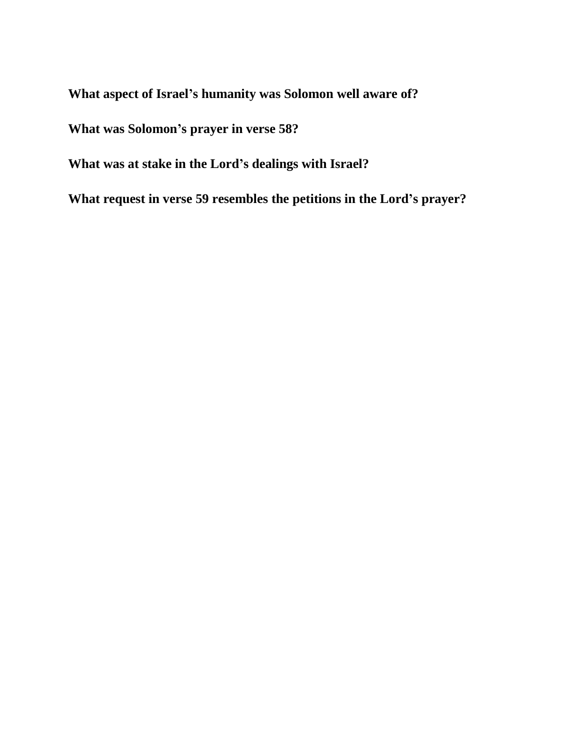**What aspect of Israel's humanity was Solomon well aware of?**

**What was Solomon's prayer in verse 58?**

**What was at stake in the Lord's dealings with Israel?**

**What request in verse 59 resembles the petitions in the Lord's prayer?**